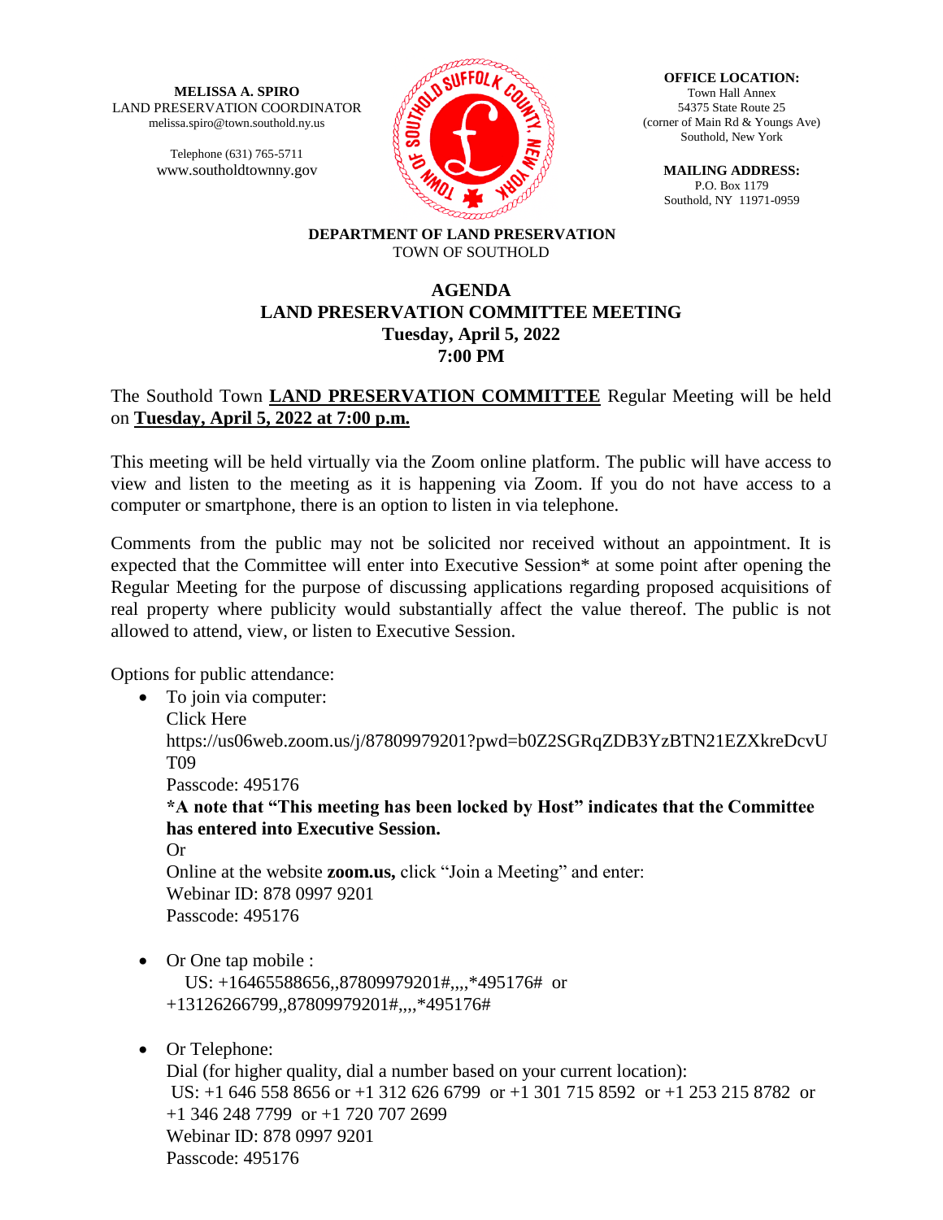**MELISSA A. SPIRO**
LAND PRESERVATION COORDINATOR
melissa.spiro@town.southold.ny.us

Telephone (631) 765-5711
www.southoldtownny.gov

**OFFICE LOCATION:**
Town Hall Annex
54375 State Route 25
(corner of Main Rd & Youngs Ave)
Southold, New York

**MAILING ADDRESS:**
P.O. Box 1179
Southold, NY 11971-0959

**DEPARTMENT OF LAND PRESERVATION**
TOWN OF SOUTHOLD

# AGENDA
## LAND PRESERVATION COMMITTEE MEETING
## Tuesday, April 5, 2022
## 7:00 PM

The Southold Town **LAND PRESERVATION COMMITTEE** Regular Meeting will be held on **Tuesday, April 5, 2022 at 7:00 p.m.**

This meeting will be held virtually via the Zoom online platform. The public will have access to view and listen to the meeting as it is happening via Zoom. If you do not have access to a computer or smartphone, there is an option to listen in via telephone.

Comments from the public may not be solicited nor received without an appointment. It is expected that the Committee will enter into Executive Session* at some point after opening the Regular Meeting for the purpose of discussing applications regarding proposed acquisitions of real property where publicity would substantially affect the value thereof. The public is not allowed to attend, view, or listen to Executive Session.

Options for public attendance:

- To join via computer:
  Click Here
  https://us06web.zoom.us/j/87809979201?pwd=b0Z2SGRqZDB3YzBTN21EZXkreDcvUT09
  Passcode: 495176
  **\*A note that "This meeting has been locked by Host" indicates that the Committee has entered into Executive Session.**
  Or
  Online at the website **zoom.us,** click "Join a Meeting" and enter:
  Webinar ID: 878 0997 9201
  Passcode: 495176

- Or One tap mobile :
  US: +16465588656,,87809979201#,,,,*495176# or +13126266799,,87809979201#,,,,*495176#

- Or Telephone:
  Dial (for higher quality, dial a number based on your current location):
  US: +1 646 558 8656 or +1 312 626 6799 or +1 301 715 8592 or +1 253 215 8782 or +1 346 248 7799 or +1 720 707 2699
  Webinar ID: 878 0997 9201
  Passcode: 495176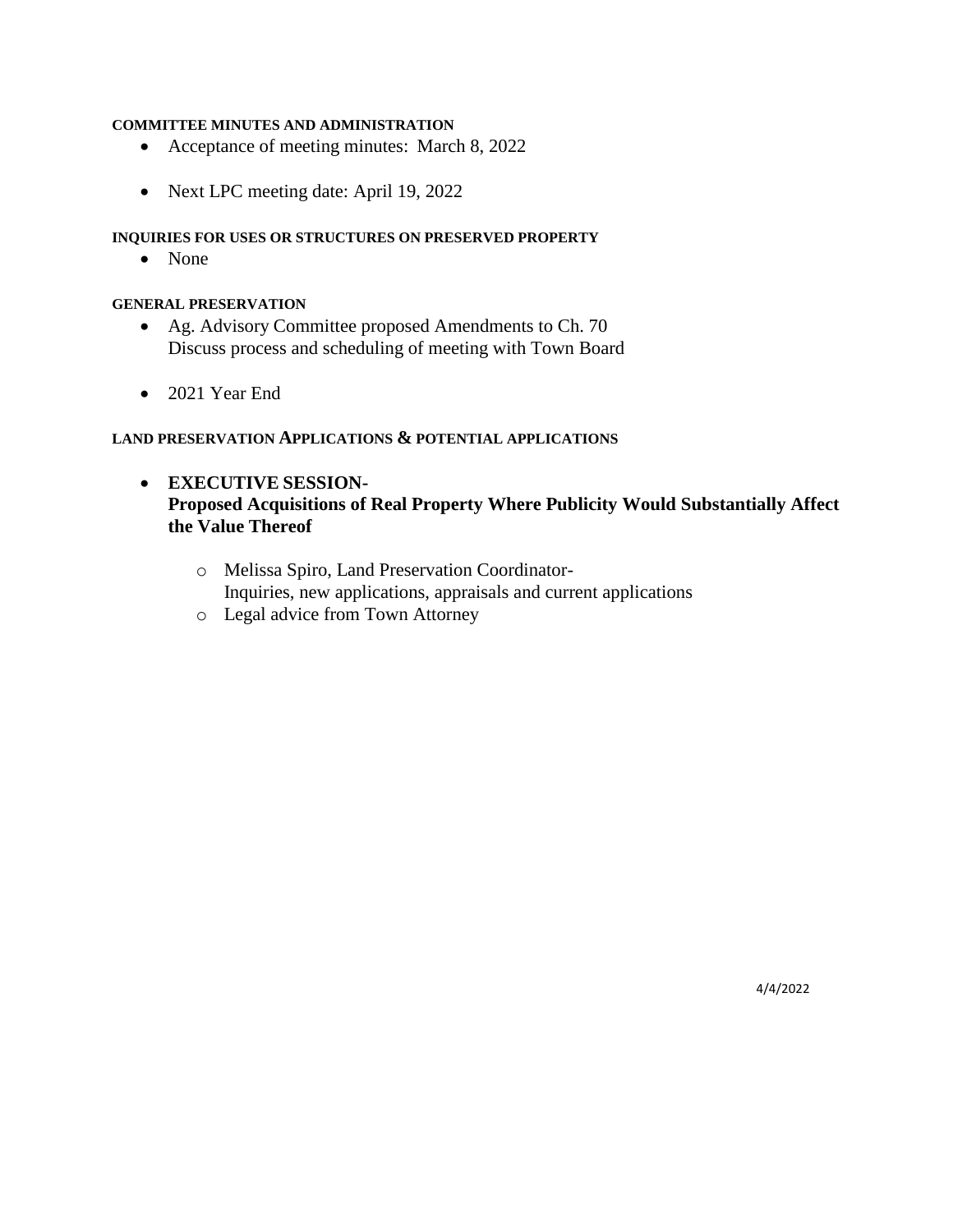**COMMITTEE MINUTES AND ADMINISTRATION**

- Acceptance of meeting minutes: March 8, 2022
- Next LPC meeting date: April 19, 2022

**INQUIRIES FOR USES OR STRUCTURES ON PRESERVED PROPERTY**

- None

**GENERAL PRESERVATION**

- Ag. Advisory Committee proposed Amendments to Ch. 70
  Discuss process and scheduling of meeting with Town Board
- 2021 Year End

**LAND PRESERVATION APPLICATIONS & POTENTIAL APPLICATIONS**

- **EXECUTIVE SESSION-**
  **Proposed Acquisitions of Real Property Where Publicity Would Substantially Affect the Value Thereof**
  - Melissa Spiro, Land Preservation Coordinator-
    Inquiries, new applications, appraisals and current applications
  - Legal advice from Town Attorney

4/4/2022